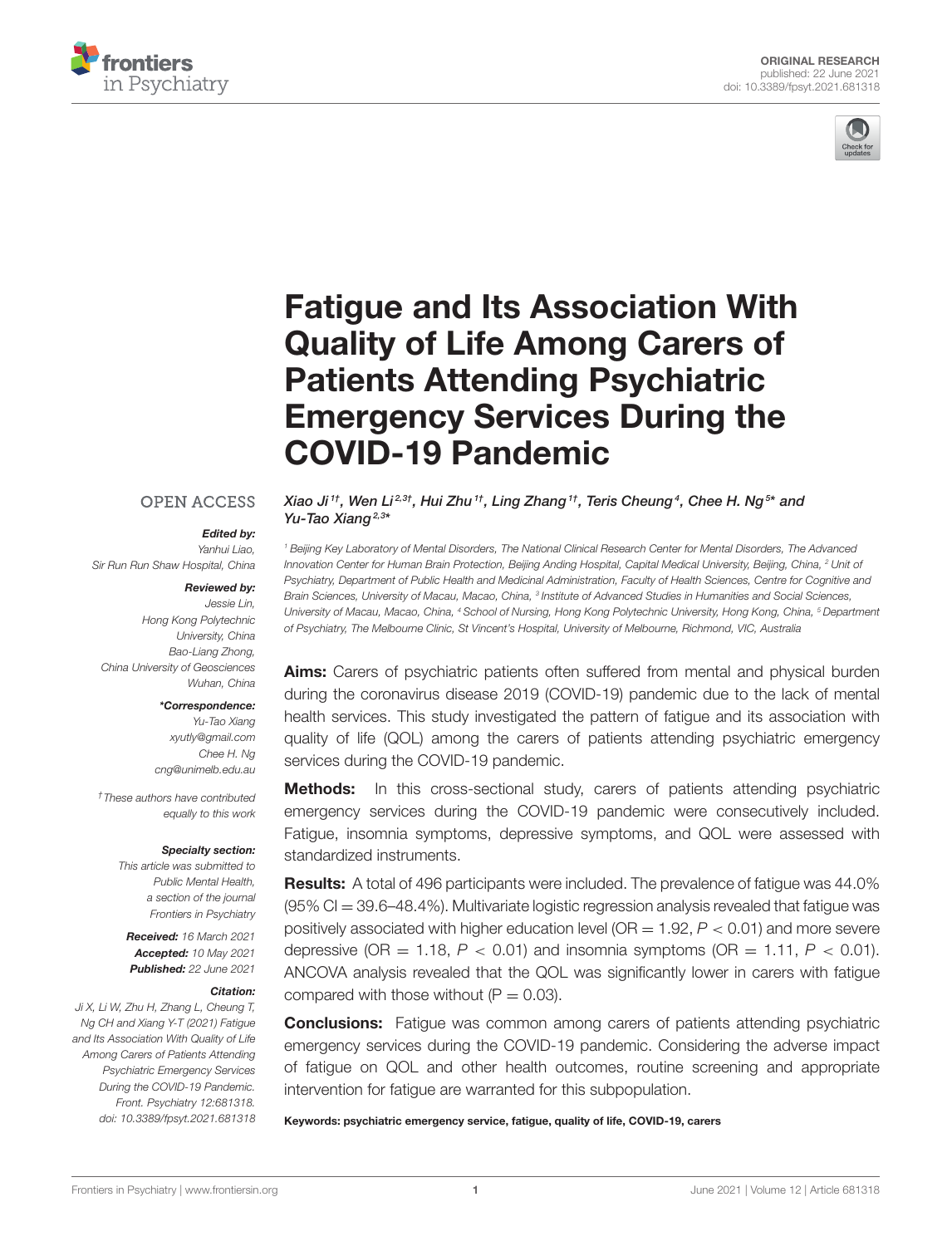ORIGINAL RESEARCH
published: 22 June 2021
doi: 10.3389/fpsyt.2021.681318

# Fatigue and Its Association With Quality of Life Among Carers of Patients Attending Psychiatric Emergency Services During the COVID-19 Pandemic

*Xiao Ji*[1†], *Wen Li*[2,3†], *Hui Zhu*[1†], *Ling Zhang*[1†], *Teris Cheung*[4], *Chee H. Ng*[5*] and *Yu-Tao Xiang*[2,3*]

[1] Beijing Key Laboratory of Mental Disorders, The National Clinical Research Center for Mental Disorders, The Advanced Innovation Center for Human Brain Protection, Beijing Anding Hospital, Capital Medical University, Beijing, China, [2] Unit of Psychiatry, Department of Public Health and Medicinal Administration, Faculty of Health Sciences, Centre for Cognitive and Brain Sciences, University of Macau, Macao, China, [3] Institute of Advanced Studies in Humanities and Social Sciences, University of Macau, Macao, China, [4] School of Nursing, Hong Kong Polytechnic University, Hong Kong, China, [5] Department of Psychiatry, The Melbourne Clinic, St Vincent's Hospital, University of Melbourne, Richmond, VIC, Australia

OPEN ACCESS

***Edited by:***
Yanhui Liao,
Sir Run Run Shaw Hospital, China

***Reviewed by:***
Jessie Lin,
Hong Kong Polytechnic University, China
Bao-Liang Zhong,
China University of Geosciences Wuhan, China

***\*Correspondence:***
Yu-Tao Xiang
xyutly@gmail.com
Chee H. Ng
cng@unimelb.edu.au

*† These authors have contributed equally to this work*

***Specialty section:***
This article was submitted to Public Mental Health, a section of the journal Frontiers in Psychiatry

***Received:*** 16 March 2021
***Accepted:*** 10 May 2021
***Published:*** 22 June 2021

***Citation:***
Ji X, Li W, Zhu H, Zhang L, Cheung T, Ng CH and Xiang Y-T (2021) Fatigue and Its Association With Quality of Life Among Carers of Patients Attending Psychiatric Emergency Services During the COVID-19 Pandemic. Front. Psychiatry 12:681318. doi: 10.3389/fpsyt.2021.681318

**Aims:** Carers of psychiatric patients often suffered from mental and physical burden during the coronavirus disease 2019 (COVID-19) pandemic due to the lack of mental health services. This study investigated the pattern of fatigue and its association with quality of life (QOL) among the carers of patients attending psychiatric emergency services during the COVID-19 pandemic.

**Methods:** In this cross-sectional study, carers of patients attending psychiatric emergency services during the COVID-19 pandemic were consecutively included. Fatigue, insomnia symptoms, depressive symptoms, and QOL were assessed with standardized instruments.

**Results:** A total of 496 participants were included. The prevalence of fatigue was 44.0% (95% CI = 39.6–48.4%). Multivariate logistic regression analysis revealed that fatigue was positively associated with higher education level (OR = 1.92, $P < 0.01$) and more severe depressive (OR = 1.18, $P < 0.01$) and insomnia symptoms (OR = 1.11, $P < 0.01$). ANCOVA analysis revealed that the QOL was significantly lower in carers with fatigue compared with those without ($P = 0.03$).

**Conclusions:** Fatigue was common among carers of patients attending psychiatric emergency services during the COVID-19 pandemic. Considering the adverse impact of fatigue on QOL and other health outcomes, routine screening and appropriate intervention for fatigue are warranted for this subpopulation.

**Keywords: psychiatric emergency service, fatigue, quality of life, COVID-19, carers**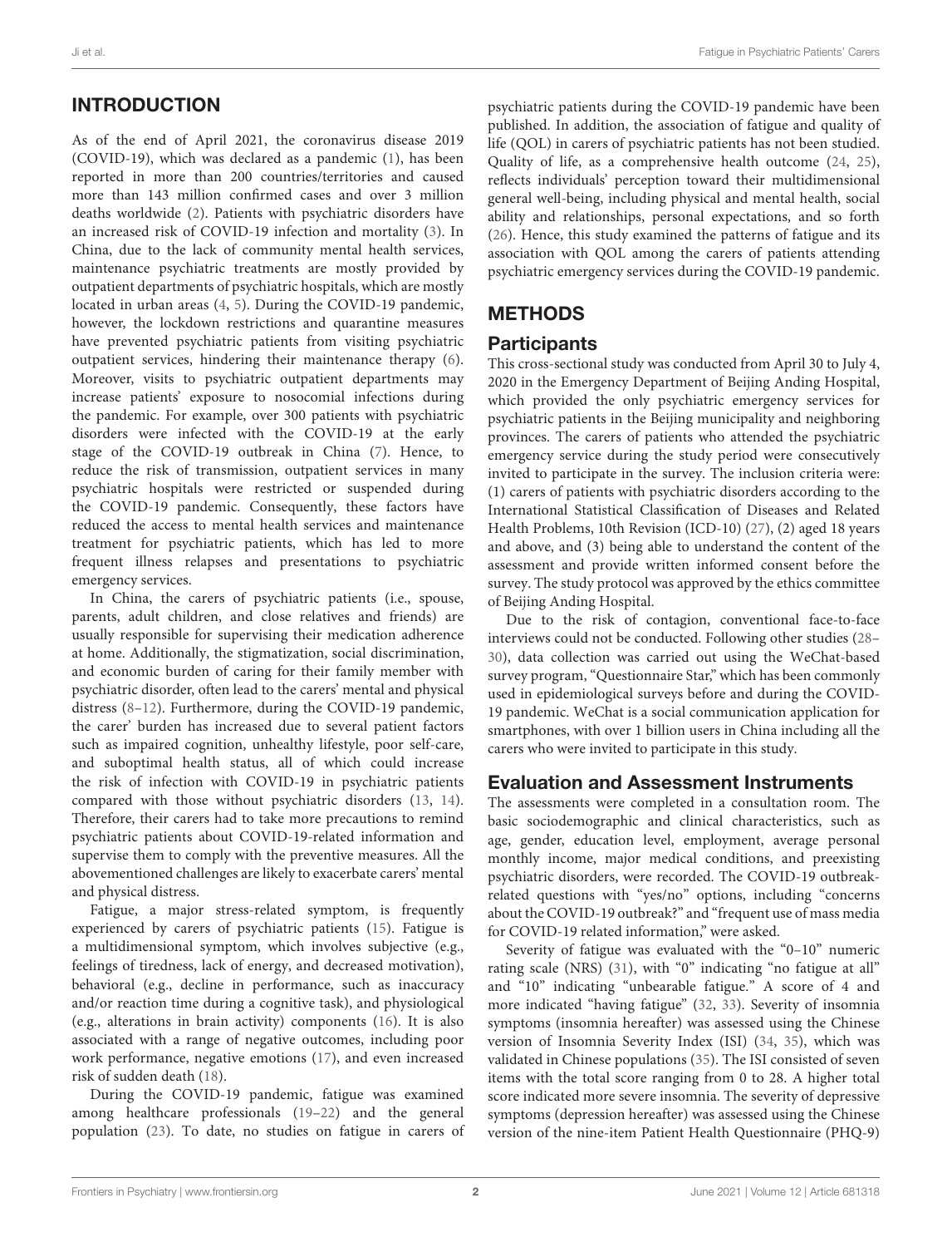## INTRODUCTION

As of the end of April 2021, the coronavirus disease 2019 (COVID-19), which was declared as a pandemic (1), has been reported in more than 200 countries/territories and caused more than 143 million confirmed cases and over 3 million deaths worldwide (2). Patients with psychiatric disorders have an increased risk of COVID-19 infection and mortality (3). In China, due to the lack of community mental health services, maintenance psychiatric treatments are mostly provided by outpatient departments of psychiatric hospitals, which are mostly located in urban areas (4, 5). During the COVID-19 pandemic, however, the lockdown restrictions and quarantine measures have prevented psychiatric patients from visiting psychiatric outpatient services, hindering their maintenance therapy (6). Moreover, visits to psychiatric outpatient departments may increase patients' exposure to nosocomial infections during the pandemic. For example, over 300 patients with psychiatric disorders were infected with the COVID-19 at the early stage of the COVID-19 outbreak in China (7). Hence, to reduce the risk of transmission, outpatient services in many psychiatric hospitals were restricted or suspended during the COVID-19 pandemic. Consequently, these factors have reduced the access to mental health services and maintenance treatment for psychiatric patients, which has led to more frequent illness relapses and presentations to psychiatric emergency services.

In China, the carers of psychiatric patients (i.e., spouse, parents, adult children, and close relatives and friends) are usually responsible for supervising their medication adherence at home. Additionally, the stigmatization, social discrimination, and economic burden of caring for their family member with psychiatric disorder, often lead to the carers' mental and physical distress (8–12). Furthermore, during the COVID-19 pandemic, the carer' burden has increased due to several patient factors such as impaired cognition, unhealthy lifestyle, poor self-care, and suboptimal health status, all of which could increase the risk of infection with COVID-19 in psychiatric patients compared with those without psychiatric disorders (13, 14). Therefore, their carers had to take more precautions to remind psychiatric patients about COVID-19-related information and supervise them to comply with the preventive measures. All the abovementioned challenges are likely to exacerbate carers' mental and physical distress.

Fatigue, a major stress-related symptom, is frequently experienced by carers of psychiatric patients (15). Fatigue is a multidimensional symptom, which involves subjective (e.g., feelings of tiredness, lack of energy, and decreased motivation), behavioral (e.g., decline in performance, such as inaccuracy and/or reaction time during a cognitive task), and physiological (e.g., alterations in brain activity) components (16). It is also associated with a range of negative outcomes, including poor work performance, negative emotions (17), and even increased risk of sudden death (18).

During the COVID-19 pandemic, fatigue was examined among healthcare professionals (19–22) and the general population (23). To date, no studies on fatigue in carers of psychiatric patients during the COVID-19 pandemic have been published. In addition, the association of fatigue and quality of life (QOL) in carers of psychiatric patients has not been studied. Quality of life, as a comprehensive health outcome (24, 25), reflects individuals' perception toward their multidimensional general well-being, including physical and mental health, social ability and relationships, personal expectations, and so forth (26). Hence, this study examined the patterns of fatigue and its association with QOL among the carers of patients attending psychiatric emergency services during the COVID-19 pandemic.

## METHODS

### Participants

This cross-sectional study was conducted from April 30 to July 4, 2020 in the Emergency Department of Beijing Anding Hospital, which provided the only psychiatric emergency services for psychiatric patients in the Beijing municipality and neighboring provinces. The carers of patients who attended the psychiatric emergency service during the study period were consecutively invited to participate in the survey. The inclusion criteria were: (1) carers of patients with psychiatric disorders according to the International Statistical Classification of Diseases and Related Health Problems, 10th Revision (ICD-10) (27), (2) aged 18 years and above, and (3) being able to understand the content of the assessment and provide written informed consent before the survey. The study protocol was approved by the ethics committee of Beijing Anding Hospital.

Due to the risk of contagion, conventional face-to-face interviews could not be conducted. Following other studies (28–30), data collection was carried out using the WeChat-based survey program, "Questionnaire Star," which has been commonly used in epidemiological surveys before and during the COVID-19 pandemic. WeChat is a social communication application for smartphones, with over 1 billion users in China including all the carers who were invited to participate in this study.

### Evaluation and Assessment Instruments

The assessments were completed in a consultation room. The basic sociodemographic and clinical characteristics, such as age, gender, education level, employment, average personal monthly income, major medical conditions, and preexisting psychiatric disorders, were recorded. The COVID-19 outbreak-related questions with "yes/no" options, including "concerns about the COVID-19 outbreak?" and "frequent use of mass media for COVID-19 related information," were asked.

Severity of fatigue was evaluated with the "0–10" numeric rating scale (NRS) (31), with "0" indicating "no fatigue at all" and "10" indicating "unbearable fatigue." A score of 4 and more indicated "having fatigue" (32, 33). Severity of insomnia symptoms (insomnia hereafter) was assessed using the Chinese version of Insomnia Severity Index (ISI) (34, 35), which was validated in Chinese populations (35). The ISI consisted of seven items with the total score ranging from 0 to 28. A higher total score indicated more severe insomnia. The severity of depressive symptoms (depression hereafter) was assessed using the Chinese version of the nine-item Patient Health Questionnaire (PHQ-9)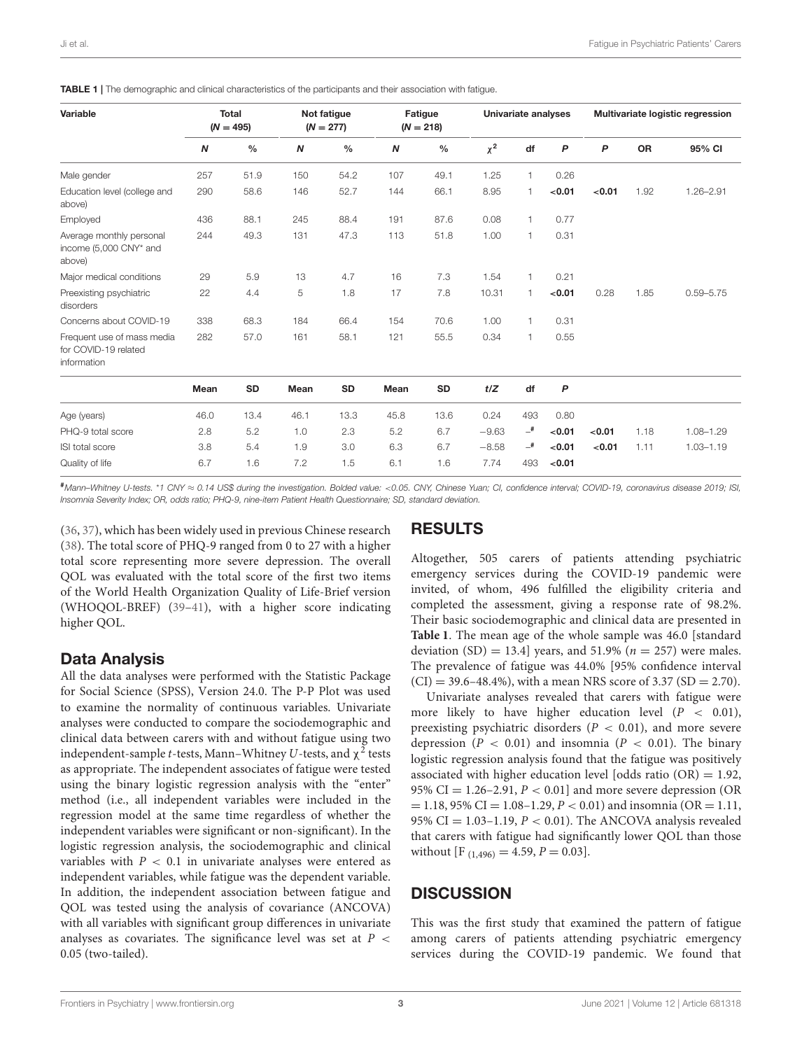**TABLE 1** | The demographic and clinical characteristics of the participants and their association with fatigue.

| Variable | Total (N = 495) | | Not fatigue (N = 277) | | Fatigue (N = 218) | | Univariate analyses | | | Multivariate logistic regression | | |
|---|---|---|---|---|---|---|---|---|---|---|---|---|
| | **N** | **%** | **N** | **%** | **N** | **%** | $\chi^2$ | **df** | **P** | **P** | **OR** | **95% CI** |
| Male gender | 257 | 51.9 | 150 | 54.2 | 107 | 49.1 | 1.25 | 1 | 0.26 | | | |
| Education level (college and above) | 290 | 58.6 | 146 | 52.7 | 144 | 66.1 | 8.95 | 1 | **<0.01** | **<0.01** | 1.92 | 1.26–2.91 |
| Employed | 436 | 88.1 | 245 | 88.4 | 191 | 87.6 | 0.08 | 1 | 0.77 | | | |
| Average monthly personal income (5,000 CNY* and above) | 244 | 49.3 | 131 | 47.3 | 113 | 51.8 | 1.00 | 1 | 0.31 | | | |
| Major medical conditions | 29 | 5.9 | 13 | 4.7 | 16 | 7.3 | 1.54 | 1 | 0.21 | | | |
| Preexisting psychiatric disorders | 22 | 4.4 | 5 | 1.8 | 17 | 7.8 | 10.31 | 1 | **<0.01** | 0.28 | 1.85 | 0.59–5.75 |
| Concerns about COVID-19 | 338 | 68.3 | 184 | 66.4 | 154 | 70.6 | 1.00 | 1 | 0.31 | | | |
| Frequent use of mass media for COVID-19 related information | 282 | 57.0 | 161 | 58.1 | 121 | 55.5 | 0.34 | 1 | 0.55 | | | |
| | **Mean** | **SD** | **Mean** | **SD** | **Mean** | **SD** | **t/Z** | **df** | **P** | | | |
| Age (years) | 46.0 | 13.4 | 46.1 | 13.3 | 45.8 | 13.6 | 0.24 | 493 | 0.80 | | | |
| PHQ-9 total score | 2.8 | 5.2 | 1.0 | 2.3 | 5.2 | 6.7 | −9.63 | –# | **<0.01** | **<0.01** | 1.18 | 1.08–1.29 |
| ISI total score | 3.8 | 5.4 | 1.9 | 3.0 | 6.3 | 6.7 | −8.58 | –# | **<0.01** | **<0.01** | 1.11 | 1.03–1.19 |
| Quality of life | 6.7 | 1.6 | 7.2 | 1.5 | 6.1 | 1.6 | 7.74 | 493 | **<0.01** | | | |

*#Mann–Whitney U-tests. *1 CNY ≈ 0.14 US$ during the investigation. Bolded value: <0.05. CNY, Chinese Yuan; CI, confidence interval; COVID-19, coronavirus disease 2019; ISI, Insomnia Severity Index; OR, odds ratio; PHQ-9, nine-item Patient Health Questionnaire; SD, standard deviation.*

(36, 37), which has been widely used in previous Chinese research (38). The total score of PHQ-9 ranged from 0 to 27 with a higher total score representing more severe depression. The overall QOL was evaluated with the total score of the first two items of the World Health Organization Quality of Life-Brief version (WHOQOL-BREF) (39–41), with a higher score indicating higher QOL.

## Data Analysis

All the data analyses were performed with the Statistic Package for Social Science (SPSS), Version 24.0. The P-P Plot was used to examine the normality of continuous variables. Univariate analyses were conducted to compare the sociodemographic and clinical data between carers with and without fatigue using two independent-sample $t$-tests, Mann–Whitney $U$-tests, and $\chi^2$ tests as appropriate. The independent associates of fatigue were tested using the binary logistic regression analysis with the "enter" method (i.e., all independent variables were included in the regression model at the same time regardless of whether the independent variables were significant or non-significant). In the logistic regression analysis, the sociodemographic and clinical variables with $P < 0.1$ in univariate analyses were entered as independent variables, while fatigue was the dependent variable. In addition, the independent association between fatigue and QOL was tested using the analysis of covariance (ANCOVA) with all variables with significant group differences in univariate analyses as covariates. The significance level was set at $P < 0.05$ (two-tailed).

# RESULTS

Altogether, 505 carers of patients attending psychiatric emergency services during the COVID-19 pandemic were invited, of whom, 496 fulfilled the eligibility criteria and completed the assessment, giving a response rate of 98.2%. Their basic sociodemographic and clinical data are presented in **Table 1**. The mean age of the whole sample was 46.0 [standard deviation (SD) = 13.4] years, and 51.9% ($n$ = 257) were males. The prevalence of fatigue was 44.0% [95% confidence interval (CI) = 39.6–48.4%), with a mean NRS score of 3.37 (SD = 2.70).

Univariate analyses revealed that carers with fatigue were more likely to have higher education level ($P < 0.01$), preexisting psychiatric disorders ($P < 0.01$), and more severe depression ($P < 0.01$) and insomnia ($P < 0.01$). The binary logistic regression analysis found that the fatigue was positively associated with higher education level [odds ratio (OR) = 1.92, 95% CI = 1.26–2.91, $P < 0.01$] and more severe depression (OR = 1.18, 95% CI = 1.08–1.29, $P < 0.01$) and insomnia (OR = 1.11, 95% CI = 1.03–1.19, $P < 0.01$). The ANCOVA analysis revealed that carers with fatigue had significantly lower QOL than those without [$F_{(1,496)} = 4.59$, $P = 0.03$].

# DISCUSSION

This was the first study that examined the pattern of fatigue among carers of patients attending psychiatric emergency services during the COVID-19 pandemic. We found that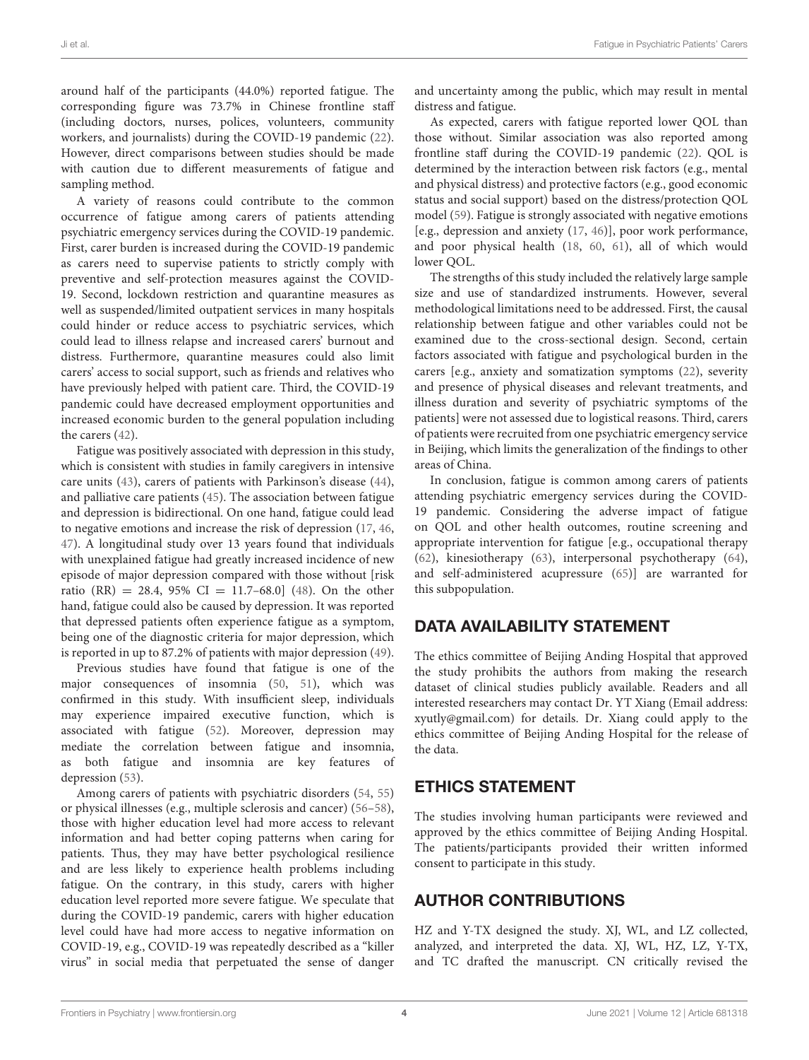around half of the participants (44.0%) reported fatigue. The corresponding figure was 73.7% in Chinese frontline staff (including doctors, nurses, polices, volunteers, community workers, and journalists) during the COVID-19 pandemic (22). However, direct comparisons between studies should be made with caution due to different measurements of fatigue and sampling method.

A variety of reasons could contribute to the common occurrence of fatigue among carers of patients attending psychiatric emergency services during the COVID-19 pandemic. First, carer burden is increased during the COVID-19 pandemic as carers need to supervise patients to strictly comply with preventive and self-protection measures against the COVID-19. Second, lockdown restriction and quarantine measures as well as suspended/limited outpatient services in many hospitals could hinder or reduce access to psychiatric services, which could lead to illness relapse and increased carers' burnout and distress. Furthermore, quarantine measures could also limit carers' access to social support, such as friends and relatives who have previously helped with patient care. Third, the COVID-19 pandemic could have decreased employment opportunities and increased economic burden to the general population including the carers (42).

Fatigue was positively associated with depression in this study, which is consistent with studies in family caregivers in intensive care units (43), carers of patients with Parkinson's disease (44), and palliative care patients (45). The association between fatigue and depression is bidirectional. On one hand, fatigue could lead to negative emotions and increase the risk of depression (17, 46, 47). A longitudinal study over 13 years found that individuals with unexplained fatigue had greatly increased incidence of new episode of major depression compared with those without [risk ratio (RR) = 28.4, 95% CI = 11.7–68.0] (48). On the other hand, fatigue could also be caused by depression. It was reported that depressed patients often experience fatigue as a symptom, being one of the diagnostic criteria for major depression, which is reported in up to 87.2% of patients with major depression (49).

Previous studies have found that fatigue is one of the major consequences of insomnia (50, 51), which was confirmed in this study. With insufficient sleep, individuals may experience impaired executive function, which is associated with fatigue (52). Moreover, depression may mediate the correlation between fatigue and insomnia, as both fatigue and insomnia are key features of depression (53).

Among carers of patients with psychiatric disorders (54, 55) or physical illnesses (e.g., multiple sclerosis and cancer) (56–58), those with higher education level had more access to relevant information and had better coping patterns when caring for patients. Thus, they may have better psychological resilience and are less likely to experience health problems including fatigue. On the contrary, in this study, carers with higher education level reported more severe fatigue. We speculate that during the COVID-19 pandemic, carers with higher education level could have had more access to negative information on COVID-19, e.g., COVID-19 was repeatedly described as a "killer virus" in social media that perpetuated the sense of danger and uncertainty among the public, which may result in mental distress and fatigue.

As expected, carers with fatigue reported lower QOL than those without. Similar association was also reported among frontline staff during the COVID-19 pandemic (22). QOL is determined by the interaction between risk factors (e.g., mental and physical distress) and protective factors (e.g., good economic status and social support) based on the distress/protection QOL model (59). Fatigue is strongly associated with negative emotions [e.g., depression and anxiety (17, 46)], poor work performance, and poor physical health (18, 60, 61), all of which would lower QOL.

The strengths of this study included the relatively large sample size and use of standardized instruments. However, several methodological limitations need to be addressed. First, the causal relationship between fatigue and other variables could not be examined due to the cross-sectional design. Second, certain factors associated with fatigue and psychological burden in the carers [e.g., anxiety and somatization symptoms (22), severity and presence of physical diseases and relevant treatments, and illness duration and severity of psychiatric symptoms of the patients] were not assessed due to logistical reasons. Third, carers of patients were recruited from one psychiatric emergency service in Beijing, which limits the generalization of the findings to other areas of China.

In conclusion, fatigue is common among carers of patients attending psychiatric emergency services during the COVID-19 pandemic. Considering the adverse impact of fatigue on QOL and other health outcomes, routine screening and appropriate intervention for fatigue [e.g., occupational therapy (62), kinesiotherapy (63), interpersonal psychotherapy (64), and self-administered acupressure (65)] are warranted for this subpopulation.

## DATA AVAILABILITY STATEMENT

The ethics committee of Beijing Anding Hospital that approved the study prohibits the authors from making the research dataset of clinical studies publicly available. Readers and all interested researchers may contact Dr. YT Xiang (Email address: xyutly@gmail.com) for details. Dr. Xiang could apply to the ethics committee of Beijing Anding Hospital for the release of the data.

## ETHICS STATEMENT

The studies involving human participants were reviewed and approved by the ethics committee of Beijing Anding Hospital. The patients/participants provided their written informed consent to participate in this study.

## AUTHOR CONTRIBUTIONS

HZ and Y-TX designed the study. XJ, WL, and LZ collected, analyzed, and interpreted the data. XJ, WL, HZ, LZ, Y-TX, and TC drafted the manuscript. CN critically revised the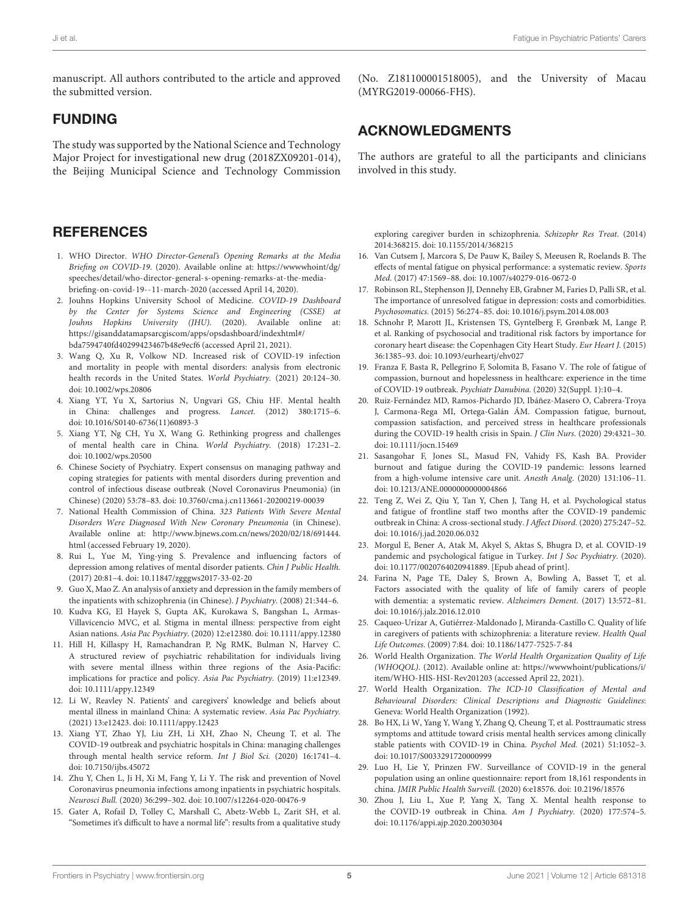manuscript. All authors contributed to the article and approved the submitted version.

## FUNDING

The study was supported by the National Science and Technology Major Project for investigational new drug (2018ZX09201-014), the Beijing Municipal Science and Technology Commission (No. Z181100001518005), and the University of Macau (MYRG2019-00066-FHS).

## ACKNOWLEDGMENTS

The authors are grateful to all the participants and clinicians involved in this study.

## REFERENCES

1. WHO Director. *WHO Director-General's Opening Remarks at the Media Briefing on COVID-19*. (2020). Available online at: https://wwwwhoint/dg/speeches/detail/who-director-general-s-opening-remarks-at-the-media-briefing-on-covid-19--11-march-2020 (accessed April 14, 2020).
2. Jouhns Hopkins University School of Medicine. *COVID-19 Dashboard by the Center for Systems Science and Engineering (CSSE) at Jouhns Hopkins University (JHU)*. (2020). Available online at: https://gisanddatamapsarcgiscom/apps/opsdashboard/indexhtml#/bda7594740fd40299423467b48e9ecf6 (accessed April 21, 2021).
3. Wang Q, Xu R, Volkow ND. Increased risk of COVID-19 infection and mortality in people with mental disorders: analysis from electronic health records in the United States. *World Psychiatry.* (2021) 20:124–30. doi: 10.1002/wps.20806
4. Xiang YT, Yu X, Sartorius N, Ungvari GS, Chiu HF. Mental health in China: challenges and progress. *Lancet.* (2012) 380:1715–6. doi: 10.1016/S0140-6736(11)60893-3
5. Xiang YT, Ng CH, Yu X, Wang G. Rethinking progress and challenges of mental health care in China. *World Psychiatry.* (2018) 17:231–2. doi: 10.1002/wps.20500
6. Chinese Society of Psychiatry. Expert consensus on managing pathway and coping strategies for patients with mental disorders during prevention and control of infectious disease outbreak (Novel Coronavirus Pneumonia) (in Chinese) (2020) 53:78–83. doi: 10.3760/cma.j.cn113661-20200219-00039
7. National Health Commission of China. *323 Patients With Severe Mental Disorders Were Diagnosed With New Coronary Pneumonia* (in Chinese). Available online at: http://www.bjnews.com.cn/news/2020/02/18/691444.html (accessed February 19, 2020).
8. Rui L, Yue M, Ying-ying S. Prevalence and influencing factors of depression among relatives of mental disorder patients. *Chin J Public Health.* (2017) 20:81–4. doi: 10.11847/zgggws2017-33-02-20
9. Guo X, Mao Z. An analysis of anxiety and depression in the family members of the inpatients with schizophrenia (in Chinese). *J Psychiatry.* (2008) 21:344–6.
10. Kudva KG, El Hayek S, Gupta AK, Kurokawa S, Bangshan L, Armas-Villavicencio MVC, et al. Stigma in mental illness: perspective from eight Asian nations. *Asia Pac Psychiatry.* (2020) 12:e12380. doi: 10.1111/appy.12380
11. Hill H, Killaspy H, Ramachandran P, Ng RMK, Bulman N, Harvey C. A structured review of psychiatric rehabilitation for individuals living with severe mental illness within three regions of the Asia-Pacific: implications for practice and policy. *Asia Pac Psychiatry.* (2019) 11:e12349. doi: 10.1111/appy.12349
12. Li W, Reavley N. Patients' and caregivers' knowledge and beliefs about mental illness in mainland China: A systematic review. *Asia Pac Psychiatry.* (2021) 13:e12423. doi: 10.1111/appy.12423
13. Xiang YT, Zhao YJ, Liu ZH, Li XH, Zhao N, Cheung T, et al. The COVID-19 outbreak and psychiatric hospitals in China: managing challenges through mental health service reform. *Int J Biol Sci.* (2020) 16:1741–4. doi: 10.7150/ijbs.45072
14. Zhu Y, Chen L, Ji H, Xi M, Fang Y, Li Y. The risk and prevention of Novel Coronavirus pneumonia infections among inpatients in psychiatric hospitals. *Neurosci Bull.* (2020) 36:299–302. doi: 10.1007/s12264-020-00476-9
15. Gater A, Rofail D, Tolley C, Marshall C, Abetz-Webb L, Zarit SH, et al. "Sometimes it's difficult to have a normal life": results from a qualitative study exploring caregiver burden in schizophrenia. *Schizophr Res Treat.* (2014) 2014:368215. doi: 10.1155/2014/368215
16. Van Cutsem J, Marcora S, De Pauw K, Bailey S, Meeusen R, Roelands B. The effects of mental fatigue on physical performance: a systematic review. *Sports Med.* (2017) 47:1569–88. doi: 10.1007/s40279-016-0672-0
17. Robinson RL, Stephenson JJ, Dennehy EB, Grabner M, Faries D, Palli SR, et al. The importance of unresolved fatigue in depression: costs and comorbidities. *Psychosomatics.* (2015) 56:274–85. doi: 10.1016/j.psym.2014.08.003
18. Schnohr P, Marott JL, Kristensen TS, Gyntelberg F, Grønbæk M, Lange P, et al. Ranking of psychosocial and traditional risk factors by importance for coronary heart disease: the Copenhagen City Heart Study. *Eur Heart J.* (2015) 36:1385–93. doi: 10.1093/eurheartj/ehv027
19. Franza F, Basta R, Pellegrino F, Solomita B, Fasano V. The role of fatigue of compassion, burnout and hopelessness in healthcare: experience in the time of COVID-19 outbreak. *Psychiatr Danubina.* (2020) 32(Suppl. 1):10–4.
20. Ruiz-Fernández MD, Ramos-Pichardo JD, Ibáñez-Masero O, Cabrera-Troya J, Carmona-Rega MI, Ortega-Galán ÁM. Compassion fatigue, burnout, compassion satisfaction, and perceived stress in healthcare professionals during the COVID-19 health crisis in Spain. *J Clin Nurs.* (2020) 29:4321–30. doi: 10.1111/jocn.15469
21. Sasangohar F, Jones SL, Masud FN, Vahidy FS, Kash BA. Provider burnout and fatigue during the COVID-19 pandemic: lessons learned from a high-volume intensive care unit. *Anesth Analg.* (2020) 131:106–11. doi: 10.1213/ANE.0000000000004866
22. Teng Z, Wei Z, Qiu Y, Tan Y, Chen J, Tang H, et al. Psychological status and fatigue of frontline staff two months after the COVID-19 pandemic outbreak in China: A cross-sectional study. *J Affect Disord.* (2020) 275:247–52. doi: 10.1016/j.jad.2020.06.032
23. Morgul E, Bener A, Atak M, Akyel S, Aktas S, Bhugra D, et al. COVID-19 pandemic and psychological fatigue in Turkey. *Int J Soc Psychiatry.* (2020). doi: 10.1177/0020764020941889. [Epub ahead of print].
24. Farina N, Page TE, Daley S, Brown A, Bowling A, Basset T, et al. Factors associated with the quality of life of family carers of people with dementia: a systematic review. *Alzheimers Dement.* (2017) 13:572–81. doi: 10.1016/j.jalz.2016.12.010
25. Caqueo-Urízar A, Gutiérrez-Maldonado J, Miranda-Castillo C. Quality of life in caregivers of patients with schizophrenia: a literature review. *Health Qual Life Outcomes.* (2009) 7:84. doi: 10.1186/1477-7525-7-84
26. World Health Organization. *The World Health Organization Quality of Life (WHOQOL)*. (2012). Available online at: https://wwwwhoint/publications/i/item/WHO-HIS-HSI-Rev201203 (accessed April 22, 2021).
27. World Health Organization. *The ICD-10 Classification of Mental and Behavioural Disorders: Clinical Descriptions and Diagnostic Guidelines*: Geneva: World Health Organization (1992).
28. Bo HX, Li W, Yang Y, Wang Y, Zhang Q, Cheung T, et al. Posttraumatic stress symptoms and attitude toward crisis mental health services among clinically stable patients with COVID-19 in China. *Psychol Med.* (2021) 51:1052–3. doi: 10.1017/S0033291720000999
29. Luo H, Lie Y, Prinzen FW. Surveillance of COVID-19 in the general population using an online questionnaire: report from 18,161 respondents in china. *JMIR Public Health Surveill.* (2020) 6:e18576. doi: 10.2196/18576
30. Zhou J, Liu L, Xue P, Yang X, Tang X. Mental health response to the COVID-19 outbreak in China. *Am J Psychiatry.* (2020) 177:574–5. doi: 10.1176/appi.ajp.2020.20030304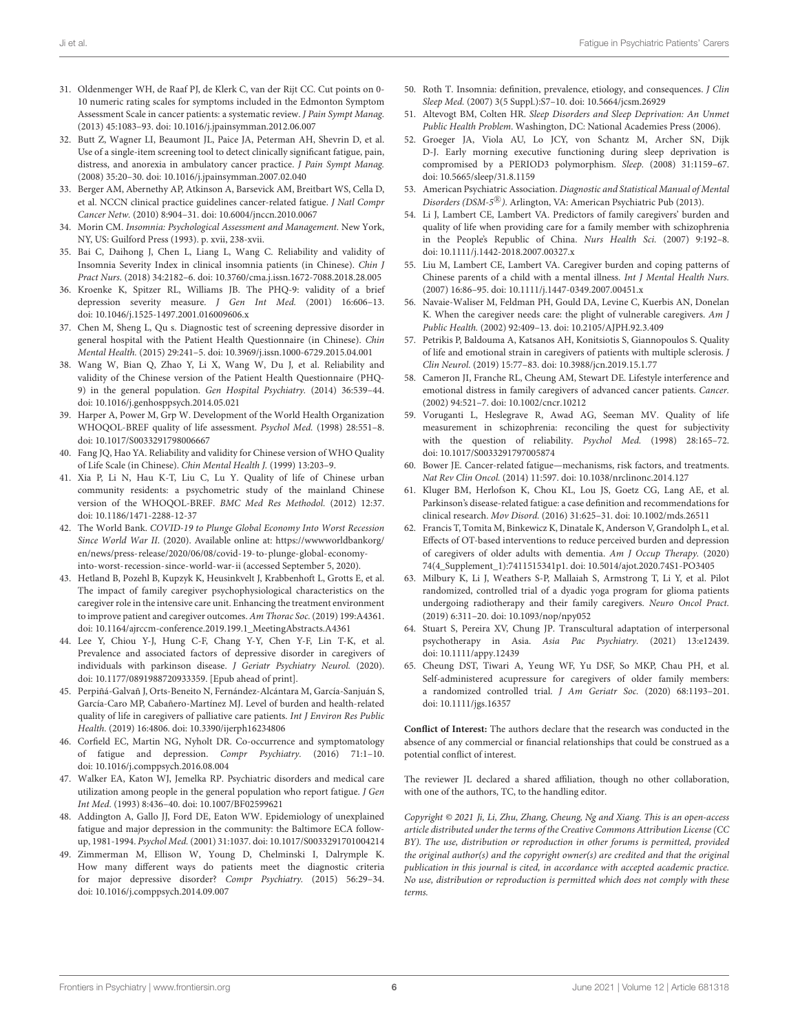31. Oldenmenger WH, de Raaf PJ, de Klerk C, van der Rijt CC. Cut points on 0-10 numeric rating scales for symptoms included in the Edmonton Symptom Assessment Scale in cancer patients: a systematic review. *J Pain Sympt Manag.* (2013) 45:1083–93. doi: 10.1016/j.jpainsymman.2012.06.007
32. Butt Z, Wagner LI, Beaumont JL, Paice JA, Peterman AH, Shevrin D, et al. Use of a single-item screening tool to detect clinically significant fatigue, pain, distress, and anorexia in ambulatory cancer practice. *J Pain Sympt Manag.* (2008) 35:20–30. doi: 10.1016/j.jpainsymman.2007.02.040
33. Berger AM, Abernethy AP, Atkinson A, Barsevick AM, Breitbart WS, Cella D, et al. NCCN clinical practice guidelines cancer-related fatigue. *J Natl Compr Cancer Netw.* (2010) 8:904–31. doi: 10.6004/jnccn.2010.0067
34. Morin CM. *Insomnia: Psychological Assessment and Management.* New York, NY, US: Guilford Press (1993). p. xvii, 238-xvii.
35. Bai C, Daihong J, Chen L, Liang L, Wang C. Reliability and validity of Insomnia Severity Index in clinical insomnia patients (in Chinese). *Chin J Pract Nurs.* (2018) 34:2182–6. doi: 10.3760/cma.j.issn.1672-7088.2018.28.005
36. Kroenke K, Spitzer RL, Williams JB. The PHQ-9: validity of a brief depression severity measure. *J Gen Int Med.* (2001) 16:606–13. doi: 10.1046/j.1525-1497.2001.016009606.x
37. Chen M, Sheng L, Qu s. Diagnostic test of screening depressive disorder in general hospital with the Patient Health Questionnaire (in Chinese). *Chin Mental Health.* (2015) 29:241–5. doi: 10.3969/j.issn.1000-6729.2015.04.001
38. Wang W, Bian Q, Zhao Y, Li X, Wang W, Du J, et al. Reliability and validity of the Chinese version of the Patient Health Questionnaire (PHQ-9) in the general population. *Gen Hospital Psychiatry.* (2014) 36:539–44. doi: 10.1016/j.genhosppsych.2014.05.021
39. Harper A, Power M, Grp W. Development of the World Health Organization WHOQOL-BREF quality of life assessment. *Psychol Med.* (1998) 28:551–8. doi: 10.1017/S0033291798006667
40. Fang JQ, Hao YA. Reliability and validity for Chinese version of WHO Quality of Life Scale (in Chinese). *Chin Mental Health J.* (1999) 13:203–9.
41. Xia P, Li N, Hau K-T, Liu C, Lu Y. Quality of life of Chinese urban community residents: a psychometric study of the mainland Chinese version of the WHOQOL-BREF. *BMC Med Res Methodol.* (2012) 12:37. doi: 10.1186/1471-2288-12-37
42. The World Bank. *COVID-19 to Plunge Global Economy Into Worst Recession Since World War II.* (2020). Available online at: https://wwwworldbankorg/en/news/press-release/2020/06/08/covid-19-to-plunge-global-economy-into-worst-recession-since-world-war-ii (accessed September 5, 2020).
43. Hetland B, Pozehl B, Kupzyk K, Heusinkvelt J, Krabbenhoft L, Grotts E, et al. The impact of family caregiver psychophysiological characteristics on the caregiver role in the intensive care unit. Enhancing the treatment environment to improve patient and caregiver outcomes. *Am Thorac Soc.* (2019) 199:A4361. doi: 10.1164/ajrccm-conference.2019.199.1_MeetingAbstracts.A4361
44. Lee Y, Chiou Y-J, Hung C-F, Chang Y-Y, Chen Y-F, Lin T-K, et al. Prevalence and associated factors of depressive disorder in caregivers of individuals with parkinson disease. *J Geriatr Psychiatry Neurol.* (2020). doi: 10.1177/0891988720933359. [Epub ahead of print].
45. Perpiñá-Galvañ J, Orts-Beneito N, Fernández-Alcántara M, García-Sanjuán S, García-Caro MP, Cabañero-Martínez MJ. Level of burden and health-related quality of life in caregivers of palliative care patients. *Int J Environ Res Public Health.* (2019) 16:4806. doi: 10.3390/ijerph16234806
46. Corfield EC, Martin NG, Nyholt DR. Co-occurrence and symptomatology of fatigue and depression. *Compr Psychiatry.* (2016) 71:1–10. doi: 10.1016/j.comppsych.2016.08.004
47. Walker EA, Katon WJ, Jemelka RP. Psychiatric disorders and medical care utilization among people in the general population who report fatigue. *J Gen Int Med.* (1993) 8:436–40. doi: 10.1007/BF02599621
48. Addington A, Gallo JJ, Ford DE, Eaton WW. Epidemiology of unexplained fatigue and major depression in the community: the Baltimore ECA follow-up, 1981-1994. *Psychol Med.* (2001) 31:1037. doi: 10.1017/S0033291701004214
49. Zimmerman M, Ellison W, Young D, Chelminski I, Dalrymple K. How many different ways do patients meet the diagnostic criteria for major depressive disorder? *Compr Psychiatry.* (2015) 56:29–34. doi: 10.1016/j.comppsych.2014.09.007
50. Roth T. Insomnia: definition, prevalence, etiology, and consequences. *J Clin Sleep Med.* (2007) 3(5 Suppl.):S7–10. doi: 10.5664/jcsm.26929
51. Altevogt BM, Colten HR. *Sleep Disorders and Sleep Deprivation: An Unmet Public Health Problem.* Washington, DC: National Academies Press (2006).
52. Groeger JA, Viola AU, Lo JCY, von Schantz M, Archer SN, Dijk D-J. Early morning executive functioning during sleep deprivation is compromised by a PERIOD3 polymorphism. *Sleep.* (2008) 31:1159–67. doi: 10.5665/sleep/31.8.1159
53. American Psychiatric Association. *Diagnostic and Statistical Manual of Mental Disorders (DSM-5®).* Arlington, VA: American Psychiatric Pub (2013).
54. Li J, Lambert CE, Lambert VA. Predictors of family caregivers' burden and quality of life when providing care for a family member with schizophrenia in the People's Republic of China. *Nurs Health Sci.* (2007) 9:192–8. doi: 10.1111/j.1442-2018.2007.00327.x
55. Liu M, Lambert CE, Lambert VA. Caregiver burden and coping patterns of Chinese parents of a child with a mental illness. *Int J Mental Health Nurs.* (2007) 16:86–95. doi: 10.1111/j.1447-0349.2007.00451.x
56. Navaie-Waliser M, Feldman PH, Gould DA, Levine C, Kuerbis AN, Donelan K. When the caregiver needs care: the plight of vulnerable caregivers. *Am J Public Health.* (2002) 92:409–13. doi: 10.2105/AJPH.92.3.409
57. Petrikis P, Baldouma A, Katsanos AH, Konitsiotis S, Giannopoulos S. Quality of life and emotional strain in caregivers of patients with multiple sclerosis. *J Clin Neurol.* (2019) 15:77–83. doi: 10.3988/jcn.2019.15.1.77
58. Cameron JI, Franche RL, Cheung AM, Stewart DE. Lifestyle interference and emotional distress in family caregivers of advanced cancer patients. *Cancer.* (2002) 94:521–7. doi: 10.1002/cncr.10212
59. Voruganti L, Heslegrave R, Awad AG, Seeman MV. Quality of life measurement in schizophrenia: reconciling the quest for subjectivity with the question of reliability. *Psychol Med.* (1998) 28:165–72. doi: 10.1017/S0033291797005874
60. Bower JE. Cancer-related fatigue—mechanisms, risk factors, and treatments. *Nat Rev Clin Oncol.* (2014) 11:597. doi: 10.1038/nrclinonc.2014.127
61. Kluger BM, Herlofson K, Chou KL, Lou JS, Goetz CG, Lang AE, et al. Parkinson's disease-related fatigue: a case definition and recommendations for clinical research. *Mov Disord.* (2016) 31:625–31. doi: 10.1002/mds.26511
62. Francis T, Tomita M, Binkewicz K, Dinatale K, Anderson V, Grandolph L, et al. Effects of OT-based interventions to reduce perceived burden and depression of caregivers of older adults with dementia. *Am J Occup Therapy.* (2020) 74(4_Supplement_1):7411515341p1. doi: 10.5014/ajot.2020.74S1-PO3405
63. Milbury K, Li J, Weathers S-P, Mallaiah S, Armstrong T, Li Y, et al. Pilot randomized, controlled trial of a dyadic yoga program for glioma patients undergoing radiotherapy and their family caregivers. *Neuro Oncol Pract.* (2019) 6:311–20. doi: 10.1093/nop/npy052
64. Stuart S, Pereira XV, Chung JP. Transcultural adaptation of interpersonal psychotherapy in Asia. *Asia Pac Psychiatry.* (2021) 13:e12439. doi: 10.1111/appy.12439
65. Cheung DST, Tiwari A, Yeung WF, Yu DSF, So MKP, Chau PH, et al. Self-administered acupressure for caregivers of older family members: a randomized controlled trial. *J Am Geriatr Soc.* (2020) 68:1193–201. doi: 10.1111/jgs.16357

**Conflict of Interest:** The authors declare that the research was conducted in the absence of any commercial or financial relationships that could be construed as a potential conflict of interest.

The reviewer JL declared a shared affiliation, though no other collaboration, with one of the authors, TC, to the handling editor.

*Copyright © 2021 Ji, Li, Zhu, Zhang, Cheung, Ng and Xiang. This is an open-access article distributed under the terms of the Creative Commons Attribution License (CC BY). The use, distribution or reproduction in other forums is permitted, provided the original author(s) and the copyright owner(s) are credited and that the original publication in this journal is cited, in accordance with accepted academic practice. No use, distribution or reproduction is permitted which does not comply with these terms.*